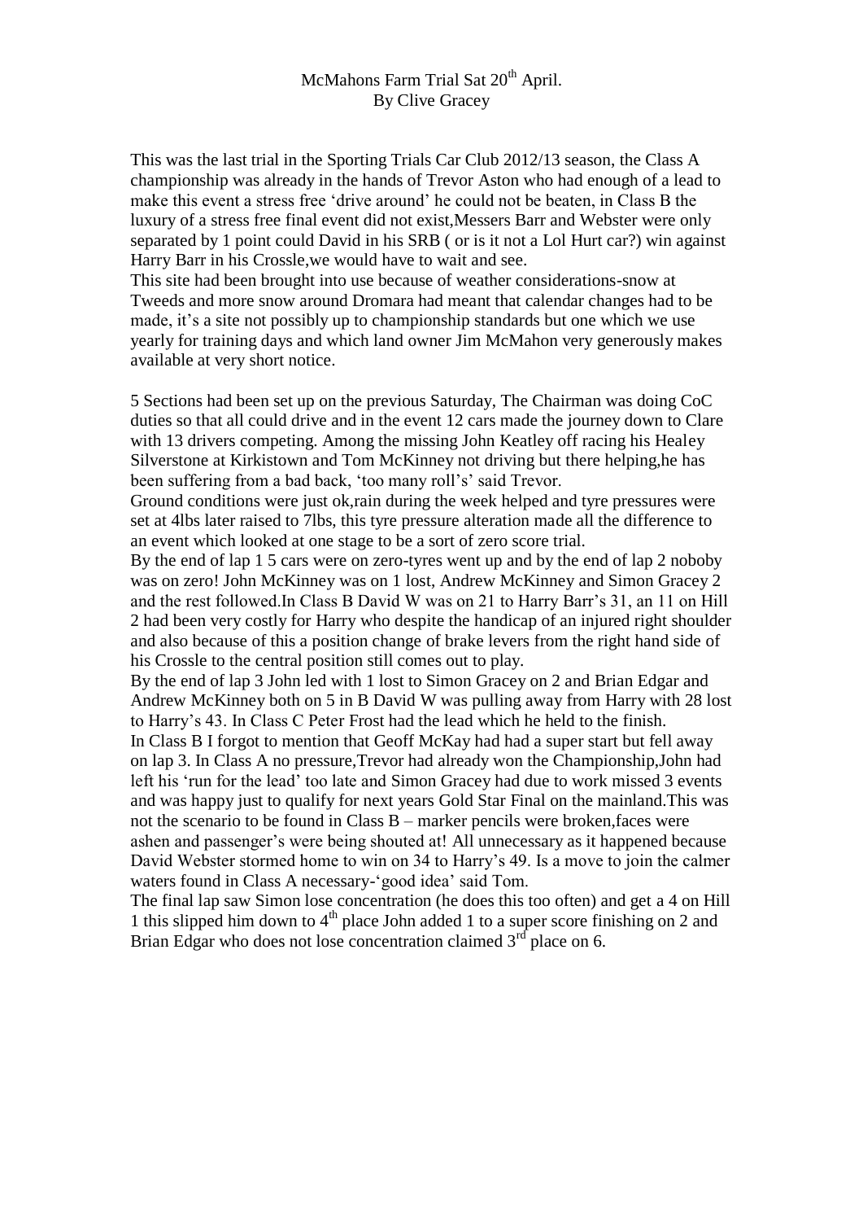McMahons Farm Trial Sat 20th April.
By Clive Gracey

This was the last trial in the Sporting Trials Car Club 2012/13 season, the Class A championship was already in the hands of Trevor Aston who had enough of a lead to make this event a stress free 'drive around' he could not be beaten, in Class B the luxury of a stress free final event did not exist,Messers Barr and Webster were only separated by 1 point could David in his SRB ( or is it not a Lol Hurt car?) win against Harry Barr in his Crossle,we would have to wait and see.
This site had been brought into use because of weather considerations-snow at Tweeds and more snow around Dromara had meant that calendar changes had to be made, it's a site not possibly up to championship standards but one which we use yearly for training days and which land owner Jim McMahon very generously makes available at very short notice.

5 Sections had been set up on the previous Saturday, The Chairman was doing CoC duties so that all could drive and in the event 12 cars made the journey down to Clare with 13 drivers competing. Among the missing John Keatley off racing his Healey Silverstone at Kirkistown and Tom McKinney not driving but there helping,he has been suffering from a bad back, 'too many roll's' said Trevor.
Ground conditions were just ok,rain during the week helped and tyre pressures were set at 4lbs later raised to 7lbs, this tyre pressure alteration made all the difference to an event which looked at one stage to be a sort of zero score trial.
By the end of lap 1 5 cars were on zero-tyres went up and by the end of lap 2 noboby was on zero! John McKinney was on 1 lost, Andrew McKinney and Simon Gracey 2 and the rest followed.In Class B David W was on 21 to Harry Barr's 31, an 11 on Hill 2 had been very costly for Harry who despite the handicap of an injured right shoulder and also because of this a position change of brake levers from the right hand side of his Crossle to the central position still comes out to play.
By the end of lap 3 John led with 1 lost to Simon Gracey on 2 and Brian Edgar and Andrew McKinney both on 5 in B David W was pulling away from Harry with 28 lost to Harry's 43. In Class C Peter Frost had the lead which he held to the finish.
In Class B I forgot to mention that Geoff McKay had had a super start but fell away on lap 3. In Class A no pressure,Trevor had already won the Championship,John had left his 'run for the lead' too late and Simon Gracey had due to work missed 3 events and was happy just to qualify for next years Gold Star Final on the mainland.This was not the scenario to be found in Class B – marker pencils were broken,faces were ashen and passenger's were being shouted at! All unnecessary as it happened because David Webster stormed home to win on 34 to Harry's 49. Is a move to join the calmer waters found in Class A necessary-'good idea' said Tom.
The final lap saw Simon lose concentration (he does this too often) and get a 4 on Hill 1 this slipped him down to 4th place John added 1 to a super score finishing on 2 and Brian Edgar who does not lose concentration claimed 3rd place on 6.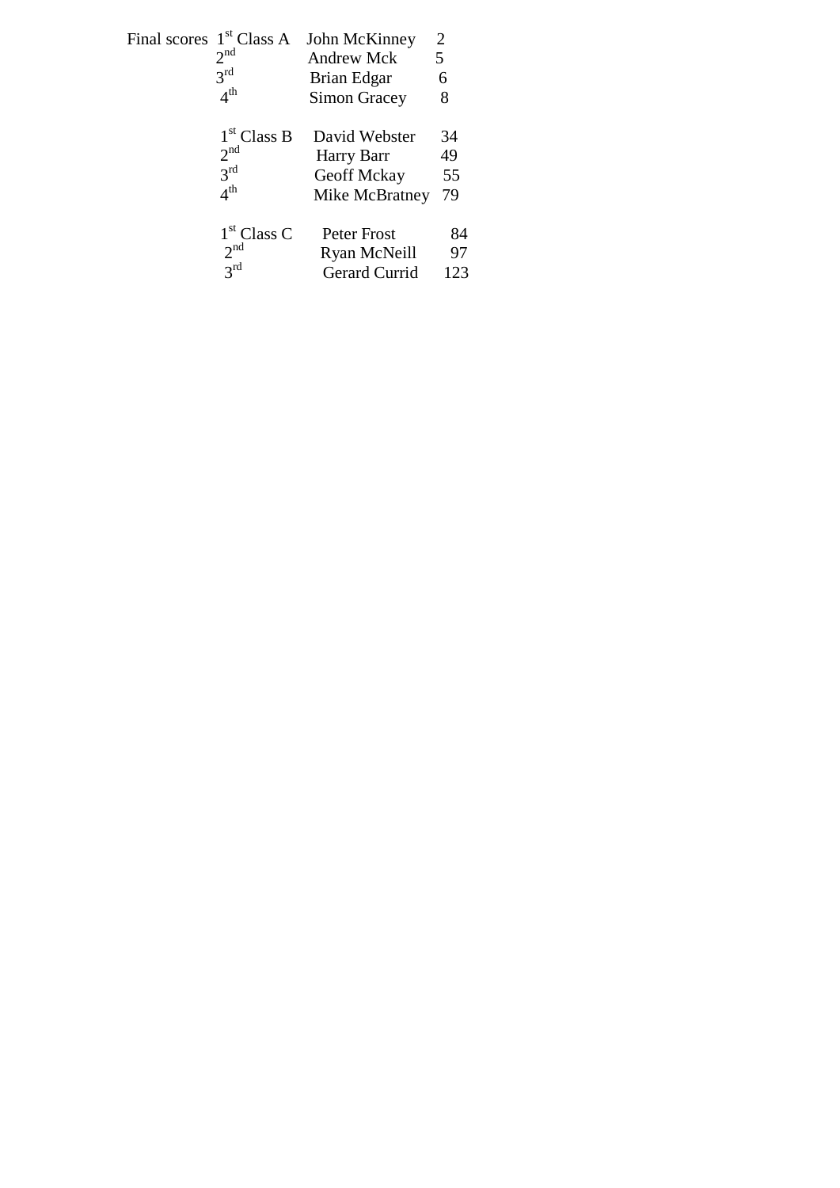| | | | |
|---|---|---|---|
| Final scores | 1st Class A | John McKinney | 2 |
| | 2nd | Andrew Mck | 5 |
| | 3rd | Brian Edgar | 6 |
| | 4th | Simon Gracey | 8 |
| | 1st Class B | David Webster | 34 |
| | 2nd | Harry Barr | 49 |
| | 3rd | Geoff Mckay | 55 |
| | 4th | Mike McBratney | 79 |
| | 1st Class C | Peter Frost | 84 |
| | 2nd | Ryan McNeill | 97 |
| | 3rd | Gerard Currid | 123 |